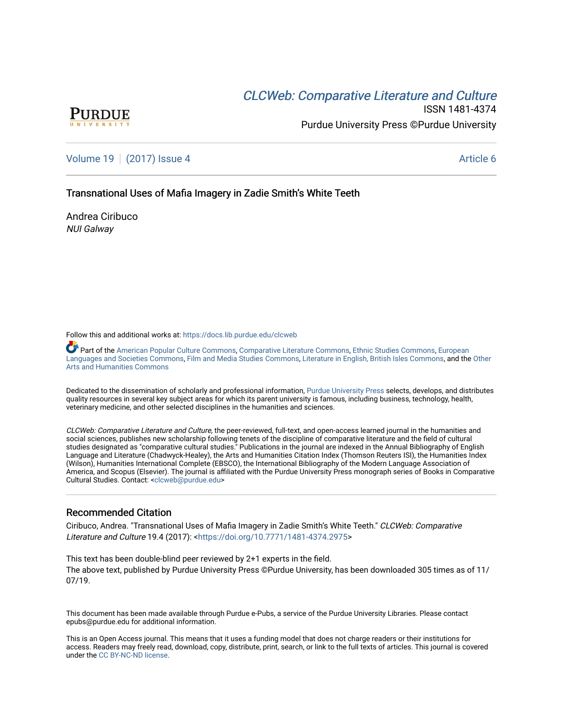CLCWeb: Comparative Literature and Culture

ISSN 1481-4374

Purdue University Press ©Purdue University

Volume 19 | (2017) Issue 4 | Article 6

# Transnational Uses of Mafia Imagery in Zadie Smith's White Teeth

Andrea Ciribuco

*NUI Galway*

Follow this and additional works at: https://docs.lib.purdue.edu/clcweb

Part of the American Popular Culture Commons, Comparative Literature Commons, Ethnic Studies Commons, European Languages and Societies Commons, Film and Media Studies Commons, Literature in English, British Isles Commons, and the Other Arts and Humanities Commons

Dedicated to the dissemination of scholarly and professional information, Purdue University Press selects, develops, and distributes quality resources in several key subject areas for which its parent university is famous, including business, technology, health, veterinary medicine, and other selected disciplines in the humanities and sciences.

*CLCWeb: Comparative Literature and Culture*, the peer-reviewed, full-text, and open-access learned journal in the humanities and social sciences, publishes new scholarship following tenets of the discipline of comparative literature and the field of cultural studies designated as "comparative cultural studies." Publications in the journal are indexed in the Annual Bibliography of English Language and Literature (Chadwyck-Healey), the Arts and Humanities Citation Index (Thomson Reuters ISI), the Humanities Index (Wilson), Humanities International Complete (EBSCO), the International Bibliography of the Modern Language Association of America, and Scopus (Elsevier). The journal is affiliated with the Purdue University Press monograph series of Books in Comparative Cultural Studies. Contact: <clcweb@purdue.edu>

## Recommended Citation

Ciribuco, Andrea. "Transnational Uses of Mafia Imagery in Zadie Smith's White Teeth." *CLCWeb: Comparative Literature and Culture* 19.4 (2017): <https://doi.org/10.7771/1481-4374.2975>

This text has been double-blind peer reviewed by 2+1 experts in the field.
The above text, published by Purdue University Press ©Purdue University, has been downloaded 305 times as of 11/07/19.

This document has been made available through Purdue e-Pubs, a service of the Purdue University Libraries. Please contact epubs@purdue.edu for additional information.

This is an Open Access journal. This means that it uses a funding model that does not charge readers or their institutions for access. Readers may freely read, download, copy, distribute, print, search, or link to the full texts of articles. This journal is covered under the CC BY-NC-ND license.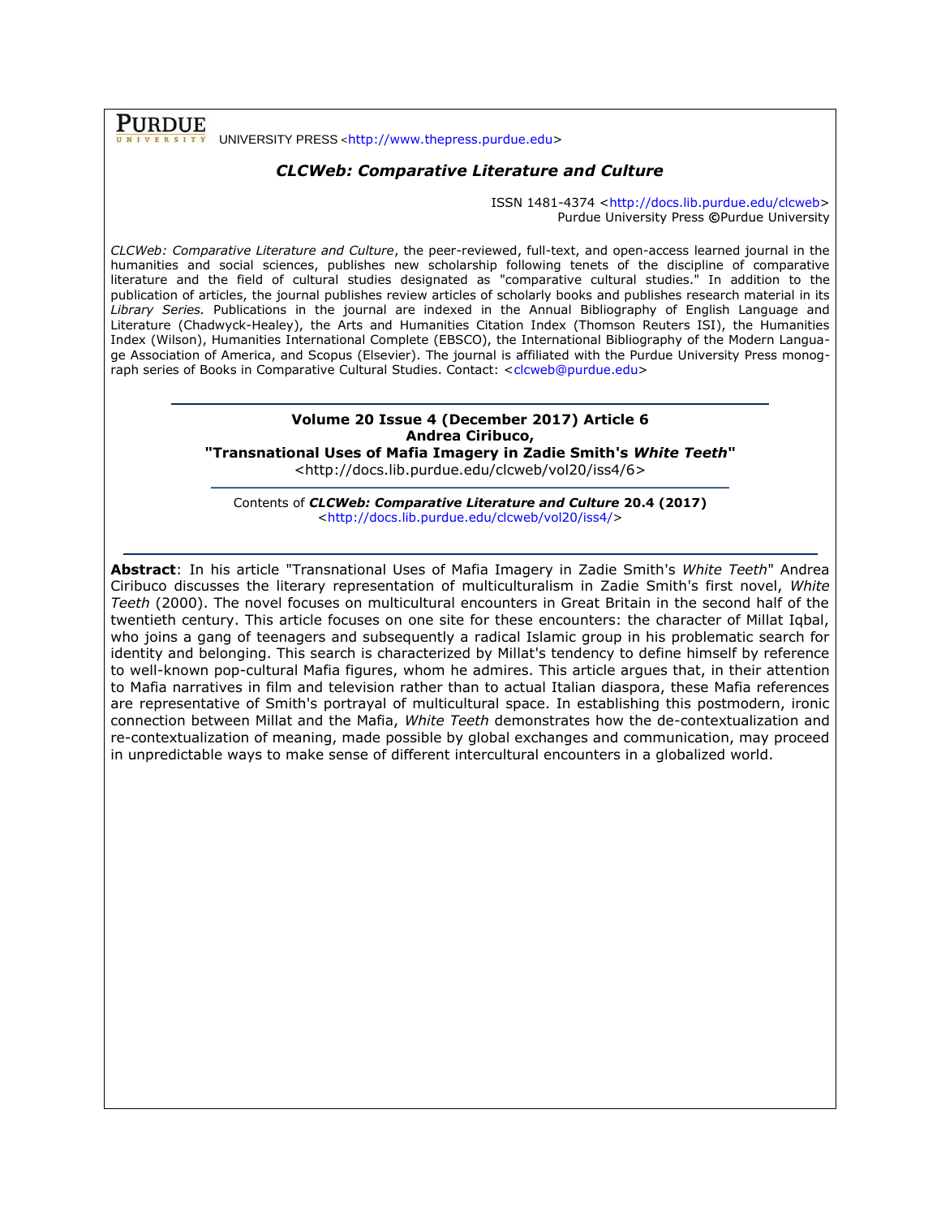**PURDUE** UNIVERSITY PRESS <http://www.thepress.purdue.edu>

***CLCWeb: Comparative Literature and Culture***

ISSN 1481-4374 <http://docs.lib.purdue.edu/clcweb>
Purdue University Press ©Purdue University

*CLCWeb: Comparative Literature and Culture*, the peer-reviewed, full-text, and open-access learned journal in the humanities and social sciences, publishes new scholarship following tenets of the discipline of comparative literature and the field of cultural studies designated as "comparative cultural studies." In addition to the publication of articles, the journal publishes review articles of scholarly books and publishes research material in its *Library Series.* Publications in the journal are indexed in the Annual Bibliography of English Language and Literature (Chadwyck-Healey), the Arts and Humanities Citation Index (Thomson Reuters ISI), the Humanities Index (Wilson), Humanities International Complete (EBSCO), the International Bibliography of the Modern Language Association of America, and Scopus (Elsevier). The journal is affiliated with the Purdue University Press monograph series of Books in Comparative Cultural Studies. Contact: <clcweb@purdue.edu>

---

**Volume 20 Issue 4 (December 2017) Article 6**
**Andrea Ciribuco,**
**"Transnational Uses of Mafia Imagery in Zadie Smith's *White Teeth*"**
<http://docs.lib.purdue.edu/clcweb/vol20/iss4/6>

---

Contents of ***CLCWeb: Comparative Literature and Culture* 20.4 (2017)**
<http://docs.lib.purdue.edu/clcweb/vol20/iss4/>

---

**Abstract**: In his article "Transnational Uses of Mafia Imagery in Zadie Smith's *White Teeth*" Andrea Ciribuco discusses the literary representation of multiculturalism in Zadie Smith's first novel, *White Teeth* (2000). The novel focuses on multicultural encounters in Great Britain in the second half of the twentieth century. This article focuses on one site for these encounters: the character of Millat Iqbal, who joins a gang of teenagers and subsequently a radical Islamic group in his problematic search for identity and belonging. This search is characterized by Millat's tendency to define himself by reference to well-known pop-cultural Mafia figures, whom he admires. This article argues that, in their attention to Mafia narratives in film and television rather than to actual Italian diaspora, these Mafia references are representative of Smith's portrayal of multicultural space. In establishing this postmodern, ironic connection between Millat and the Mafia, *White Teeth* demonstrates how the de-contextualization and re-contextualization of meaning, made possible by global exchanges and communication, may proceed in unpredictable ways to make sense of different intercultural encounters in a globalized world.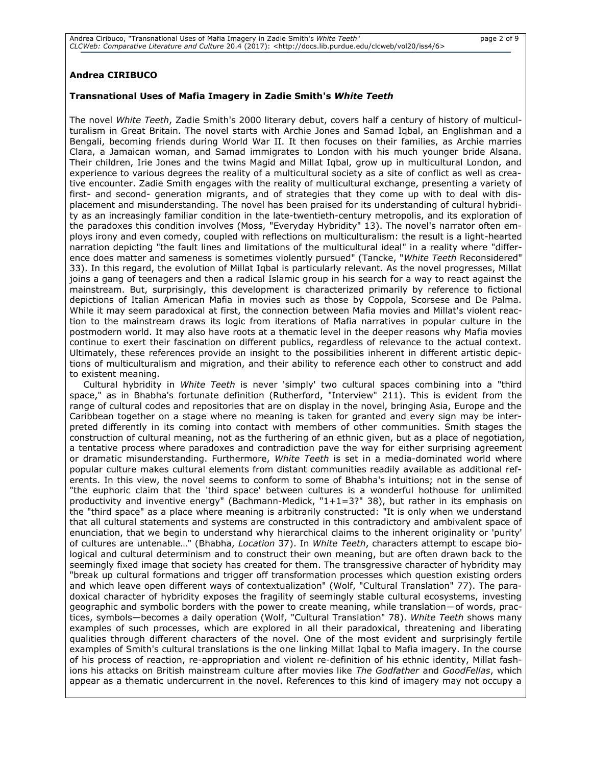**Andrea CIRIBUCO**

**Transnational Uses of Mafia Imagery in Zadie Smith's *White Teeth***

The novel *White Teeth*, Zadie Smith's 2000 literary debut, covers half a century of history of multiculturalism in Great Britain. The novel starts with Archie Jones and Samad Iqbal, an Englishman and a Bengali, becoming friends during World War II. It then focuses on their families, as Archie marries Clara, a Jamaican woman, and Samad immigrates to London with his much younger bride Alsana. Their children, Irie Jones and the twins Magid and Millat Iqbal, grow up in multicultural London, and experience to various degrees the reality of a multicultural society as a site of conflict as well as creative encounter. Zadie Smith engages with the reality of multicultural exchange, presenting a variety of first- and second- generation migrants, and of strategies that they come up with to deal with displacement and misunderstanding. The novel has been praised for its understanding of cultural hybridity as an increasingly familiar condition in the late-twentieth-century metropolis, and its exploration of the paradoxes this condition involves (Moss, "Everyday Hybridity" 13). The novel's narrator often employs irony and even comedy, coupled with reflections on multiculturalism: the result is a light-hearted narration depicting "the fault lines and limitations of the multicultural ideal" in a reality where "difference does matter and sameness is sometimes violently pursued" (Tancke, "*White Teeth* Reconsidered" 33). In this regard, the evolution of Millat Iqbal is particularly relevant. As the novel progresses, Millat joins a gang of teenagers and then a radical Islamic group in his search for a way to react against the mainstream. But, surprisingly, this development is characterized primarily by reference to fictional depictions of Italian American Mafia in movies such as those by Coppola, Scorsese and De Palma. While it may seem paradoxical at first, the connection between Mafia movies and Millat's violent reaction to the mainstream draws its logic from iterations of Mafia narratives in popular culture in the postmodern world. It may also have roots at a thematic level in the deeper reasons why Mafia movies continue to exert their fascination on different publics, regardless of relevance to the actual context. Ultimately, these references provide an insight to the possibilities inherent in different artistic depictions of multiculturalism and migration, and their ability to reference each other to construct and add to existent meaning.

Cultural hybridity in *White Teeth* is never 'simply' two cultural spaces combining into a "third space," as in Bhabha's fortunate definition (Rutherford, "Interview" 211). This is evident from the range of cultural codes and repositories that are on display in the novel, bringing Asia, Europe and the Caribbean together on a stage where no meaning is taken for granted and every sign may be interpreted differently in its coming into contact with members of other communities. Smith stages the construction of cultural meaning, not as the furthering of an ethnic given, but as a place of negotiation, a tentative process where paradoxes and contradiction pave the way for either surprising agreement or dramatic misunderstanding. Furthermore, *White Teeth* is set in a media-dominated world where popular culture makes cultural elements from distant communities readily available as additional referents. In this view, the novel seems to conform to some of Bhabha's intuitions; not in the sense of "the euphoric claim that the 'third space' between cultures is a wonderful hothouse for unlimited productivity and inventive energy" (Bachmann-Medick, "1+1=3?" 38), but rather in its emphasis on the "third space" as a place where meaning is arbitrarily constructed: "It is only when we understand that all cultural statements and systems are constructed in this contradictory and ambivalent space of enunciation, that we begin to understand why hierarchical claims to the inherent originality or 'purity' of cultures are untenable…" (Bhabha, *Location* 37). In *White Teeth*, characters attempt to escape biological and cultural determinism and to construct their own meaning, but are often drawn back to the seemingly fixed image that society has created for them. The transgressive character of hybridity may "break up cultural formations and trigger off transformation processes which question existing orders and which leave open different ways of contextualization" (Wolf, "Cultural Translation" 77). The paradoxical character of hybridity exposes the fragility of seemingly stable cultural ecosystems, investing geographic and symbolic borders with the power to create meaning, while translation—of words, practices, symbols—becomes a daily operation (Wolf, "Cultural Translation" 78). *White Teeth* shows many examples of such processes, which are explored in all their paradoxical, threatening and liberating qualities through different characters of the novel. One of the most evident and surprisingly fertile examples of Smith's cultural translations is the one linking Millat Iqbal to Mafia imagery. In the course of his process of reaction, re-appropriation and violent re-definition of his ethnic identity, Millat fashions his attacks on British mainstream culture after movies like *The Godfather* and *GoodFellas*, which appear as a thematic undercurrent in the novel. References to this kind of imagery may not occupy a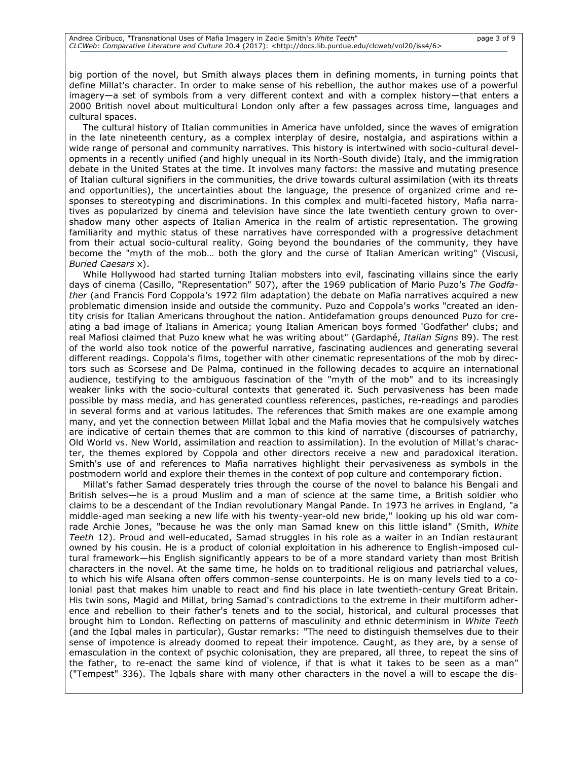big portion of the novel, but Smith always places them in defining moments, in turning points that define Millat's character. In order to make sense of his rebellion, the author makes use of a powerful imagery—a set of symbols from a very different context and with a complex history—that enters a 2000 British novel about multicultural London only after a few passages across time, languages and cultural spaces.

The cultural history of Italian communities in America have unfolded, since the waves of emigration in the late nineteenth century, as a complex interplay of desire, nostalgia, and aspirations within a wide range of personal and community narratives. This history is intertwined with socio-cultural developments in a recently unified (and highly unequal in its North-South divide) Italy, and the immigration debate in the United States at the time. It involves many factors: the massive and mutating presence of Italian cultural signifiers in the communities, the drive towards cultural assimilation (with its threats and opportunities), the uncertainties about the language, the presence of organized crime and responses to stereotyping and discriminations. In this complex and multi-faceted history, Mafia narratives as popularized by cinema and television have since the late twentieth century grown to overshadow many other aspects of Italian America in the realm of artistic representation. The growing familiarity and mythic status of these narratives have corresponded with a progressive detachment from their actual socio-cultural reality. Going beyond the boundaries of the community, they have become the "myth of the mob… both the glory and the curse of Italian American writing" (Viscusi, *Buried Caesars* x).

While Hollywood had started turning Italian mobsters into evil, fascinating villains since the early days of cinema (Casillo, "Representation" 507), after the 1969 publication of Mario Puzo's *The Godfather* (and Francis Ford Coppola's 1972 film adaptation) the debate on Mafia narratives acquired a new problematic dimension inside and outside the community. Puzo and Coppola's works "created an identity crisis for Italian Americans throughout the nation. Antidefamation groups denounced Puzo for creating a bad image of Italians in America; young Italian American boys formed 'Godfather' clubs; and real Mafiosi claimed that Puzo knew what he was writing about" (Gardaphé, *Italian Signs* 89). The rest of the world also took notice of the powerful narrative, fascinating audiences and generating several different readings. Coppola's films, together with other cinematic representations of the mob by directors such as Scorsese and De Palma, continued in the following decades to acquire an international audience, testifying to the ambiguous fascination of the "myth of the mob" and to its increasingly weaker links with the socio-cultural contexts that generated it. Such pervasiveness has been made possible by mass media, and has generated countless references, pastiches, re-readings and parodies in several forms and at various latitudes. The references that Smith makes are one example among many, and yet the connection between Millat Iqbal and the Mafia movies that he compulsively watches are indicative of certain themes that are common to this kind of narrative (discourses of patriarchy, Old World vs. New World, assimilation and reaction to assimilation). In the evolution of Millat's character, the themes explored by Coppola and other directors receive a new and paradoxical iteration. Smith's use of and references to Mafia narratives highlight their pervasiveness as symbols in the postmodern world and explore their themes in the context of pop culture and contemporary fiction.

Millat's father Samad desperately tries through the course of the novel to balance his Bengali and British selves—he is a proud Muslim and a man of science at the same time, a British soldier who claims to be a descendant of the Indian revolutionary Mangal Pande. In 1973 he arrives in England, "a middle-aged man seeking a new life with his twenty-year-old new bride," looking up his old war comrade Archie Jones, "because he was the only man Samad knew on this little island" (Smith, *White Teeth* 12). Proud and well-educated, Samad struggles in his role as a waiter in an Indian restaurant owned by his cousin. He is a product of colonial exploitation in his adherence to English-imposed cultural framework—his English significantly appears to be of a more standard variety than most British characters in the novel. At the same time, he holds on to traditional religious and patriarchal values, to which his wife Alsana often offers common-sense counterpoints. He is on many levels tied to a colonial past that makes him unable to react and find his place in late twentieth-century Great Britain. His twin sons, Magid and Millat, bring Samad's contradictions to the extreme in their multiform adherence and rebellion to their father's tenets and to the social, historical, and cultural processes that brought him to London. Reflecting on patterns of masculinity and ethnic determinism in *White Teeth* (and the Iqbal males in particular), Gustar remarks: "The need to distinguish themselves due to their sense of impotence is already doomed to repeat their impotence. Caught, as they are, by a sense of emasculation in the context of psychic colonisation, they are prepared, all three, to repeat the sins of the father, to re-enact the same kind of violence, if that is what it takes to be seen as a man" ("Tempest" 336). The Iqbals share with many other characters in the novel a will to escape the dis-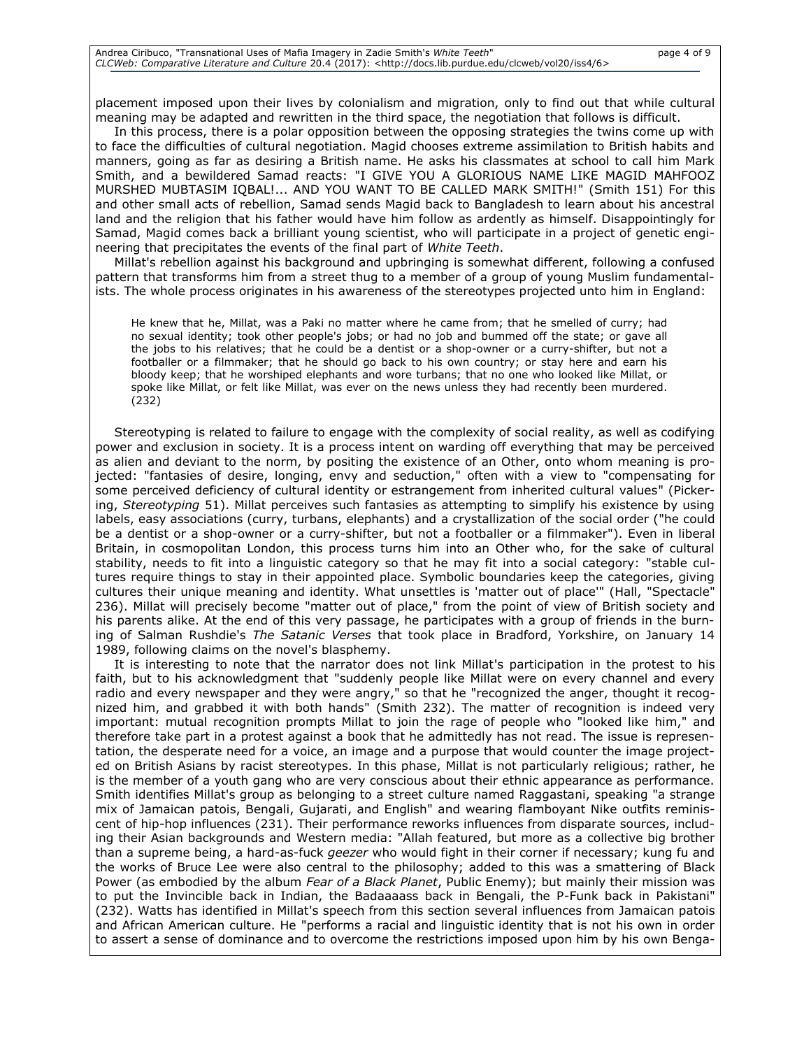placement imposed upon their lives by colonialism and migration, only to find out that while cultural meaning may be adapted and rewritten in the third space, the negotiation that follows is difficult.

In this process, there is a polar opposition between the opposing strategies the twins come up with to face the difficulties of cultural negotiation. Magid chooses extreme assimilation to British habits and manners, going as far as desiring a British name. He asks his classmates at school to call him Mark Smith, and a bewildered Samad reacts: "I GIVE YOU A GLORIOUS NAME LIKE MAGID MAHFOOZ MURSHED MUBTASIM IQBAL!... AND YOU WANT TO BE CALLED MARK SMITH!" (Smith 151) For this and other small acts of rebellion, Samad sends Magid back to Bangladesh to learn about his ancestral land and the religion that his father would have him follow as ardently as himself. Disappointingly for Samad, Magid comes back a brilliant young scientist, who will participate in a project of genetic engineering that precipitates the events of the final part of *White Teeth*.

Millat's rebellion against his background and upbringing is somewhat different, following a confused pattern that transforms him from a street thug to a member of a group of young Muslim fundamentalists. The whole process originates in his awareness of the stereotypes projected unto him in England:

> He knew that he, Millat, was a Paki no matter where he came from; that he smelled of curry; had no sexual identity; took other people's jobs; or had no job and bummed off the state; or gave all the jobs to his relatives; that he could be a dentist or a shop-owner or a curry-shifter, but not a footballer or a filmmaker; that he should go back to his own country; or stay here and earn his bloody keep; that he worshiped elephants and wore turbans; that no one who looked like Millat, or spoke like Millat, or felt like Millat, was ever on the news unless they had recently been murdered. (232)

Stereotyping is related to failure to engage with the complexity of social reality, as well as codifying power and exclusion in society. It is a process intent on warding off everything that may be perceived as alien and deviant to the norm, by positing the existence of an Other, onto whom meaning is projected: "fantasies of desire, longing, envy and seduction," often with a view to "compensating for some perceived deficiency of cultural identity or estrangement from inherited cultural values" (Pickering, *Stereotyping* 51). Millat perceives such fantasies as attempting to simplify his existence by using labels, easy associations (curry, turbans, elephants) and a crystallization of the social order ("he could be a dentist or a shop-owner or a curry-shifter, but not a footballer or a filmmaker"). Even in liberal Britain, in cosmopolitan London, this process turns him into an Other who, for the sake of cultural stability, needs to fit into a linguistic category so that he may fit into a social category: "stable cultures require things to stay in their appointed place. Symbolic boundaries keep the categories, giving cultures their unique meaning and identity. What unsettles is 'matter out of place'" (Hall, "Spectacle" 236). Millat will precisely become "matter out of place," from the point of view of British society and his parents alike. At the end of this very passage, he participates with a group of friends in the burning of Salman Rushdie's *The Satanic Verses* that took place in Bradford, Yorkshire, on January 14 1989, following claims on the novel's blasphemy.

It is interesting to note that the narrator does not link Millat's participation in the protest to his faith, but to his acknowledgment that "suddenly people like Millat were on every channel and every radio and every newspaper and they were angry," so that he "recognized the anger, thought it recognized him, and grabbed it with both hands" (Smith 232). The matter of recognition is indeed very important: mutual recognition prompts Millat to join the rage of people who "looked like him," and therefore take part in a protest against a book that he admittedly has not read. The issue is representation, the desperate need for a voice, an image and a purpose that would counter the image projected on British Asians by racist stereotypes. In this phase, Millat is not particularly religious; rather, he is the member of a youth gang who are very conscious about their ethnic appearance as performance. Smith identifies Millat's group as belonging to a street culture named Raggastani, speaking "a strange mix of Jamaican patois, Bengali, Gujarati, and English" and wearing flamboyant Nike outfits reminiscent of hip-hop influences (231). Their performance reworks influences from disparate sources, including their Asian backgrounds and Western media: "Allah featured, but more as a collective big brother than a supreme being, a hard-as-fuck *geezer* who would fight in their corner if necessary; kung fu and the works of Bruce Lee were also central to the philosophy; added to this was a smattering of Black Power (as embodied by the album *Fear of a Black Planet*, Public Enemy); but mainly their mission was to put the Invincible back in Indian, the Badaaaass back in Bengali, the P-Funk back in Pakistani" (232). Watts has identified in Millat's speech from this section several influences from Jamaican patois and African American culture. He "performs a racial and linguistic identity that is not his own in order to assert a sense of dominance and to overcome the restrictions imposed upon him by his own Benga-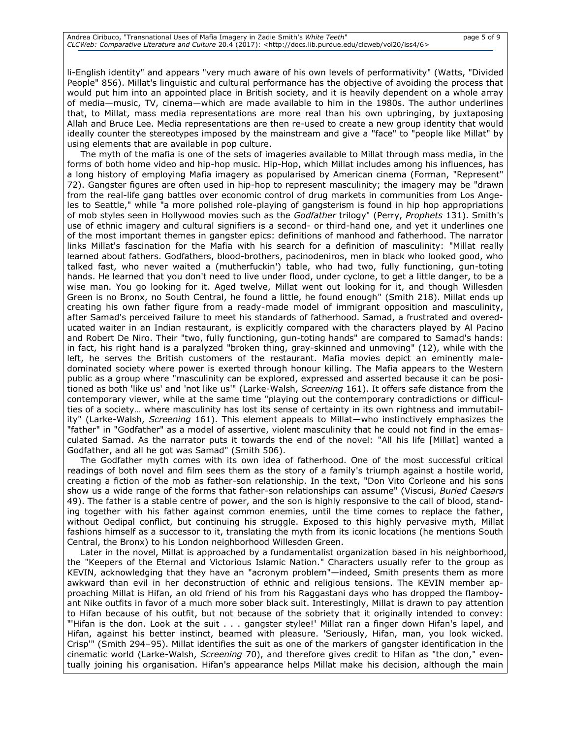li-English identity" and appears "very much aware of his own levels of performativity" (Watts, "Divided People" 856). Millat's linguistic and cultural performance has the objective of avoiding the process that would put him into an appointed place in British society, and it is heavily dependent on a whole array of media—music, TV, cinema—which are made available to him in the 1980s. The author underlines that, to Millat, mass media representations are more real than his own upbringing, by juxtaposing Allah and Bruce Lee. Media representations are then re-used to create a new group identity that would ideally counter the stereotypes imposed by the mainstream and give a "face" to "people like Millat" by using elements that are available in pop culture.

The myth of the mafia is one of the sets of imageries available to Millat through mass media, in the forms of both home video and hip-hop music. Hip-Hop, which Millat includes among his influences, has a long history of employing Mafia imagery as popularised by American cinema (Forman, "Represent" 72). Gangster figures are often used in hip-hop to represent masculinity; the imagery may be "drawn from the real-life gang battles over economic control of drug markets in communities from Los Angeles to Seattle," while "a more polished role-playing of gangsterism is found in hip hop appropriations of mob styles seen in Hollywood movies such as the *Godfather* trilogy" (Perry, *Prophets* 131). Smith's use of ethnic imagery and cultural signifiers is a second- or third-hand one, and yet it underlines one of the most important themes in gangster epics: definitions of manhood and fatherhood. The narrator links Millat's fascination for the Mafia with his search for a definition of masculinity: "Millat really learned about fathers. Godfathers, blood-brothers, pacinodeniros, men in black who looked good, who talked fast, who never waited a (mutherfuckin') table, who had two, fully functioning, gun-toting hands. He learned that you don't need to live under flood, under cyclone, to get a little danger, to be a wise man. You go looking for it. Aged twelve, Millat went out looking for it, and though Willesden Green is no Bronx, no South Central, he found a little, he found enough" (Smith 218). Millat ends up creating his own father figure from a ready-made model of immigrant opposition and masculinity, after Samad's perceived failure to meet his standards of fatherhood. Samad, a frustrated and overeducated waiter in an Indian restaurant, is explicitly compared with the characters played by Al Pacino and Robert De Niro. Their "two, fully functioning, gun-toting hands" are compared to Samad's hands: in fact, his right hand is a paralyzed "broken thing, gray-skinned and unmoving" (12), while with the left, he serves the British customers of the restaurant. Mafia movies depict an eminently male-dominated society where power is exerted through honour killing. The Mafia appears to the Western public as a group where "masculinity can be explored, expressed and asserted because it can be positioned as both 'like us' and 'not like us'" (Larke-Walsh, *Screening* 161). It offers safe distance from the contemporary viewer, while at the same time "playing out the contemporary contradictions or difficulties of a society… where masculinity has lost its sense of certainty in its own rightness and immutability" (Larke-Walsh, *Screening* 161). This element appeals to Millat—who instinctively emphasizes the "father" in "Godfather" as a model of assertive, violent masculinity that he could not find in the emasculated Samad. As the narrator puts it towards the end of the novel: "All his life [Millat] wanted a Godfather, and all he got was Samad" (Smith 506).

The Godfather myth comes with its own idea of fatherhood. One of the most successful critical readings of both novel and film sees them as the story of a family's triumph against a hostile world, creating a fiction of the mob as father-son relationship. In the text, "Don Vito Corleone and his sons show us a wide range of the forms that father-son relationships can assume" (Viscusi, *Buried Caesars* 49). The father is a stable centre of power, and the son is highly responsive to the call of blood, standing together with his father against common enemies, until the time comes to replace the father, without Oedipal conflict, but continuing his struggle. Exposed to this highly pervasive myth, Millat fashions himself as a successor to it, translating the myth from its iconic locations (he mentions South Central, the Bronx) to his London neighborhood Willesden Green.

Later in the novel, Millat is approached by a fundamentalist organization based in his neighborhood, the "Keepers of the Eternal and Victorious Islamic Nation." Characters usually refer to the group as KEVIN, acknowledging that they have an "acronym problem"—indeed, Smith presents them as more awkward than evil in her deconstruction of ethnic and religious tensions. The KEVIN member approaching Millat is Hifan, an old friend of his from his Raggastani days who has dropped the flamboyant Nike outfits in favor of a much more sober black suit. Interestingly, Millat is drawn to pay attention to Hifan because of his outfit, but not because of the sobriety that it originally intended to convey: "'Hifan is the don. Look at the suit . . . gangster stylee!' Millat ran a finger down Hifan's lapel, and Hifan, against his better instinct, beamed with pleasure. 'Seriously, Hifan, man, you look wicked. Crisp'" (Smith 294–95). Millat identifies the suit as one of the markers of gangster identification in the cinematic world (Larke-Walsh, *Screening* 70), and therefore gives credit to Hifan as "the don," eventually joining his organisation. Hifan's appearance helps Millat make his decision, although the main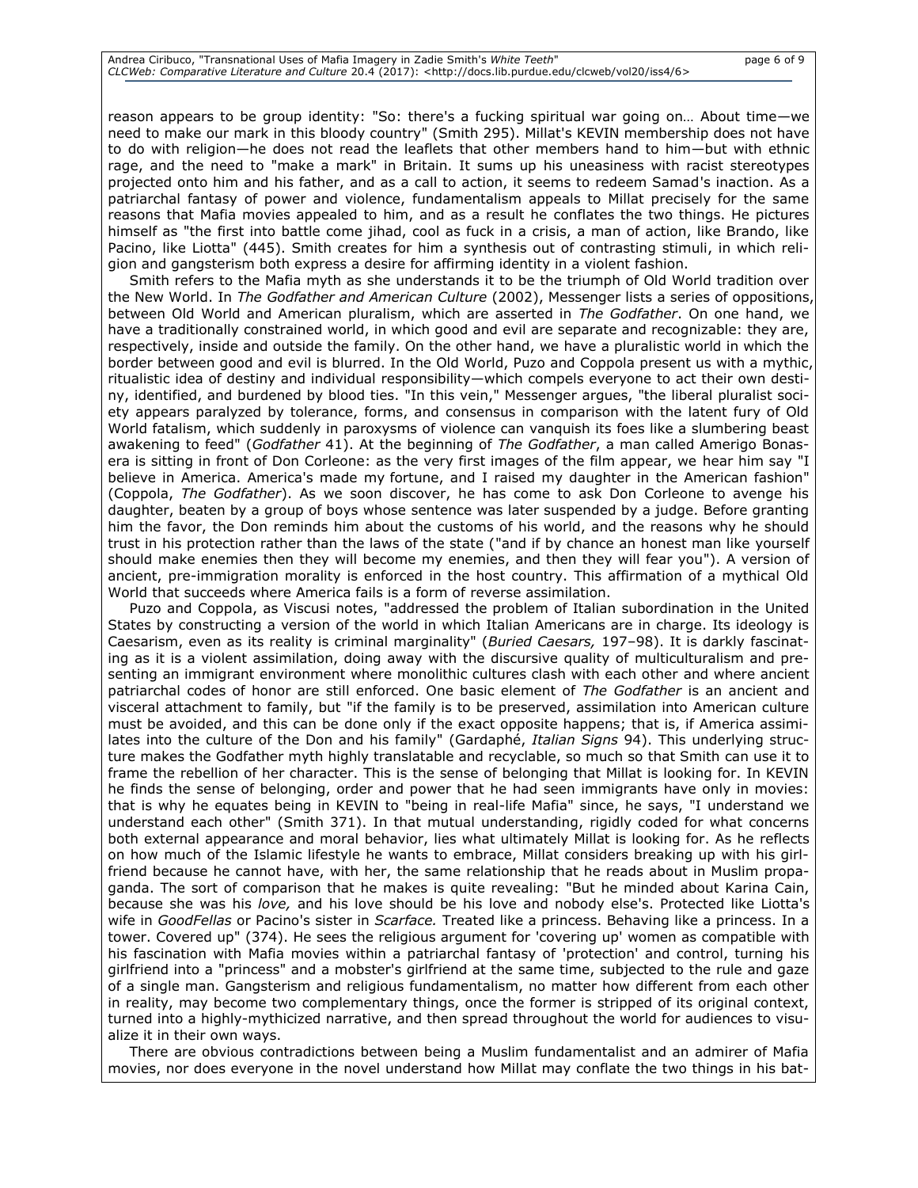reason appears to be group identity: "So: there's a fucking spiritual war going on… About time—we need to make our mark in this bloody country" (Smith 295). Millat's KEVIN membership does not have to do with religion—he does not read the leaflets that other members hand to him—but with ethnic rage, and the need to "make a mark" in Britain. It sums up his uneasiness with racist stereotypes projected onto him and his father, and as a call to action, it seems to redeem Samad's inaction. As a patriarchal fantasy of power and violence, fundamentalism appeals to Millat precisely for the same reasons that Mafia movies appealed to him, and as a result he conflates the two things. He pictures himself as "the first into battle come jihad, cool as fuck in a crisis, a man of action, like Brando, like Pacino, like Liotta" (445). Smith creates for him a synthesis out of contrasting stimuli, in which religion and gangsterism both express a desire for affirming identity in a violent fashion.

Smith refers to the Mafia myth as she understands it to be the triumph of Old World tradition over the New World. In *The Godfather and American Culture* (2002), Messenger lists a series of oppositions, between Old World and American pluralism, which are asserted in *The Godfather*. On one hand, we have a traditionally constrained world, in which good and evil are separate and recognizable: they are, respectively, inside and outside the family. On the other hand, we have a pluralistic world in which the border between good and evil is blurred. In the Old World, Puzo and Coppola present us with a mythic, ritualistic idea of destiny and individual responsibility—which compels everyone to act their own destiny, identified, and burdened by blood ties. "In this vein," Messenger argues, "the liberal pluralist society appears paralyzed by tolerance, forms, and consensus in comparison with the latent fury of Old World fatalism, which suddenly in paroxysms of violence can vanquish its foes like a slumbering beast awakening to feed" (*Godfather* 41). At the beginning of *The Godfather*, a man called Amerigo Bonasera is sitting in front of Don Corleone: as the very first images of the film appear, we hear him say "I believe in America. America's made my fortune, and I raised my daughter in the American fashion" (Coppola, *The Godfather*). As we soon discover, he has come to ask Don Corleone to avenge his daughter, beaten by a group of boys whose sentence was later suspended by a judge. Before granting him the favor, the Don reminds him about the customs of his world, and the reasons why he should trust in his protection rather than the laws of the state ("and if by chance an honest man like yourself should make enemies then they will become my enemies, and then they will fear you"). A version of ancient, pre-immigration morality is enforced in the host country. This affirmation of a mythical Old World that succeeds where America fails is a form of reverse assimilation.

Puzo and Coppola, as Viscusi notes, "addressed the problem of Italian subordination in the United States by constructing a version of the world in which Italian Americans are in charge. Its ideology is Caesarism, even as its reality is criminal marginality" (*Buried Caesars,* 197–98). It is darkly fascinating as it is a violent assimilation, doing away with the discursive quality of multiculturalism and presenting an immigrant environment where monolithic cultures clash with each other and where ancient patriarchal codes of honor are still enforced. One basic element of *The Godfather* is an ancient and visceral attachment to family, but "if the family is to be preserved, assimilation into American culture must be avoided, and this can be done only if the exact opposite happens; that is, if America assimilates into the culture of the Don and his family" (Gardaphé, *Italian Signs* 94). This underlying structure makes the Godfather myth highly translatable and recyclable, so much so that Smith can use it to frame the rebellion of her character. This is the sense of belonging that Millat is looking for. In KEVIN he finds the sense of belonging, order and power that he had seen immigrants have only in movies: that is why he equates being in KEVIN to "being in real-life Mafia" since, he says, "I understand we understand each other" (Smith 371). In that mutual understanding, rigidly coded for what concerns both external appearance and moral behavior, lies what ultimately Millat is looking for. As he reflects on how much of the Islamic lifestyle he wants to embrace, Millat considers breaking up with his girlfriend because he cannot have, with her, the same relationship that he reads about in Muslim propaganda. The sort of comparison that he makes is quite revealing: "But he minded about Karina Cain, because she was his *love,* and his love should be his love and nobody else's. Protected like Liotta's wife in *GoodFellas* or Pacino's sister in *Scarface.* Treated like a princess. Behaving like a princess. In a tower. Covered up" (374). He sees the religious argument for 'covering up' women as compatible with his fascination with Mafia movies within a patriarchal fantasy of 'protection' and control, turning his girlfriend into a "princess" and a mobster's girlfriend at the same time, subjected to the rule and gaze of a single man. Gangsterism and religious fundamentalism, no matter how different from each other in reality, may become two complementary things, once the former is stripped of its original context, turned into a highly-mythicized narrative, and then spread throughout the world for audiences to visualize it in their own ways.

There are obvious contradictions between being a Muslim fundamentalist and an admirer of Mafia movies, nor does everyone in the novel understand how Millat may conflate the two things in his bat-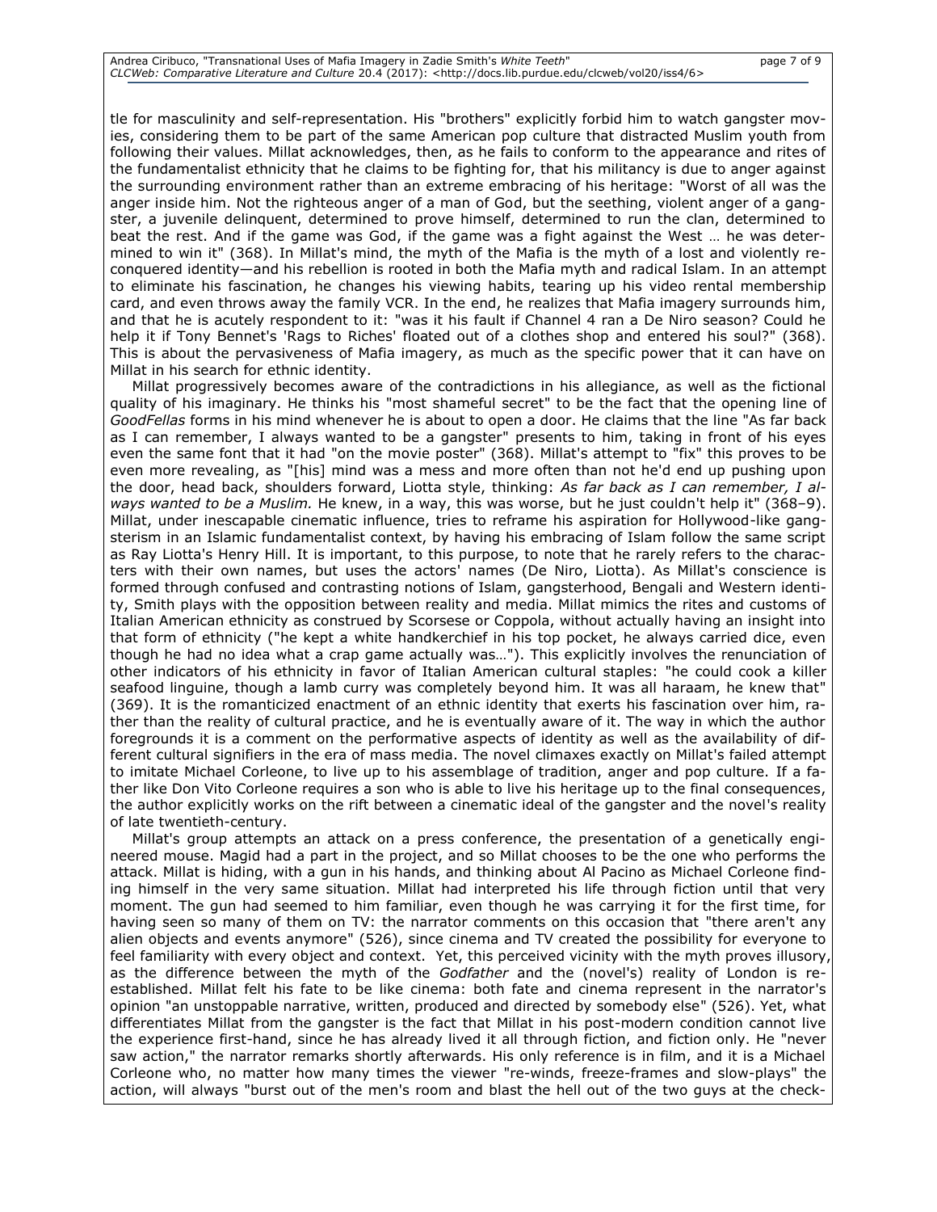tle for masculinity and self-representation. His "brothers" explicitly forbid him to watch gangster movies, considering them to be part of the same American pop culture that distracted Muslim youth from following their values. Millat acknowledges, then, as he fails to conform to the appearance and rites of the fundamentalist ethnicity that he claims to be fighting for, that his militancy is due to anger against the surrounding environment rather than an extreme embracing of his heritage: "Worst of all was the anger inside him. Not the righteous anger of a man of God, but the seething, violent anger of a gangster, a juvenile delinquent, determined to prove himself, determined to run the clan, determined to beat the rest. And if the game was God, if the game was a fight against the West … he was determined to win it" (368). In Millat's mind, the myth of the Mafia is the myth of a lost and violently reconquered identity—and his rebellion is rooted in both the Mafia myth and radical Islam. In an attempt to eliminate his fascination, he changes his viewing habits, tearing up his video rental membership card, and even throws away the family VCR. In the end, he realizes that Mafia imagery surrounds him, and that he is acutely respondent to it: "was it his fault if Channel 4 ran a De Niro season? Could he help it if Tony Bennet's 'Rags to Riches' floated out of a clothes shop and entered his soul?" (368). This is about the pervasiveness of Mafia imagery, as much as the specific power that it can have on Millat in his search for ethnic identity.

Millat progressively becomes aware of the contradictions in his allegiance, as well as the fictional quality of his imaginary. He thinks his "most shameful secret" to be the fact that the opening line of *GoodFellas* forms in his mind whenever he is about to open a door. He claims that the line "As far back as I can remember, I always wanted to be a gangster" presents to him, taking in front of his eyes even the same font that it had "on the movie poster" (368). Millat's attempt to "fix" this proves to be even more revealing, as "[his] mind was a mess and more often than not he'd end up pushing upon the door, head back, shoulders forward, Liotta style, thinking: *As far back as I can remember, I always wanted to be a Muslim.* He knew, in a way, this was worse, but he just couldn't help it" (368–9). Millat, under inescapable cinematic influence, tries to reframe his aspiration for Hollywood-like gangsterism in an Islamic fundamentalist context, by having his embracing of Islam follow the same script as Ray Liotta's Henry Hill. It is important, to this purpose, to note that he rarely refers to the characters with their own names, but uses the actors' names (De Niro, Liotta). As Millat's conscience is formed through confused and contrasting notions of Islam, gangsterhood, Bengali and Western identity, Smith plays with the opposition between reality and media. Millat mimics the rites and customs of Italian American ethnicity as construed by Scorsese or Coppola, without actually having an insight into that form of ethnicity ("he kept a white handkerchief in his top pocket, he always carried dice, even though he had no idea what a crap game actually was…"). This explicitly involves the renunciation of other indicators of his ethnicity in favor of Italian American cultural staples: "he could cook a killer seafood linguine, though a lamb curry was completely beyond him. It was all haraam, he knew that" (369). It is the romanticized enactment of an ethnic identity that exerts his fascination over him, rather than the reality of cultural practice, and he is eventually aware of it. The way in which the author foregrounds it is a comment on the performative aspects of identity as well as the availability of different cultural signifiers in the era of mass media. The novel climaxes exactly on Millat's failed attempt to imitate Michael Corleone, to live up to his assemblage of tradition, anger and pop culture. If a father like Don Vito Corleone requires a son who is able to live his heritage up to the final consequences, the author explicitly works on the rift between a cinematic ideal of the gangster and the novel's reality of late twentieth-century.

Millat's group attempts an attack on a press conference, the presentation of a genetically engineered mouse. Magid had a part in the project, and so Millat chooses to be the one who performs the attack. Millat is hiding, with a gun in his hands, and thinking about Al Pacino as Michael Corleone finding himself in the very same situation. Millat had interpreted his life through fiction until that very moment. The gun had seemed to him familiar, even though he was carrying it for the first time, for having seen so many of them on TV: the narrator comments on this occasion that "there aren't any alien objects and events anymore" (526), since cinema and TV created the possibility for everyone to feel familiarity with every object and context. Yet, this perceived vicinity with the myth proves illusory, as the difference between the myth of the *Godfather* and the (novel's) reality of London is re-established. Millat felt his fate to be like cinema: both fate and cinema represent in the narrator's opinion "an unstoppable narrative, written, produced and directed by somebody else" (526). Yet, what differentiates Millat from the gangster is the fact that Millat in his post-modern condition cannot live the experience first-hand, since he has already lived it all through fiction, and fiction only. He "never saw action," the narrator remarks shortly afterwards. His only reference is in film, and it is a Michael Corleone who, no matter how many times the viewer "re-winds, freeze-frames and slow-plays" the action, will always "burst out of the men's room and blast the hell out of the two guys at the check-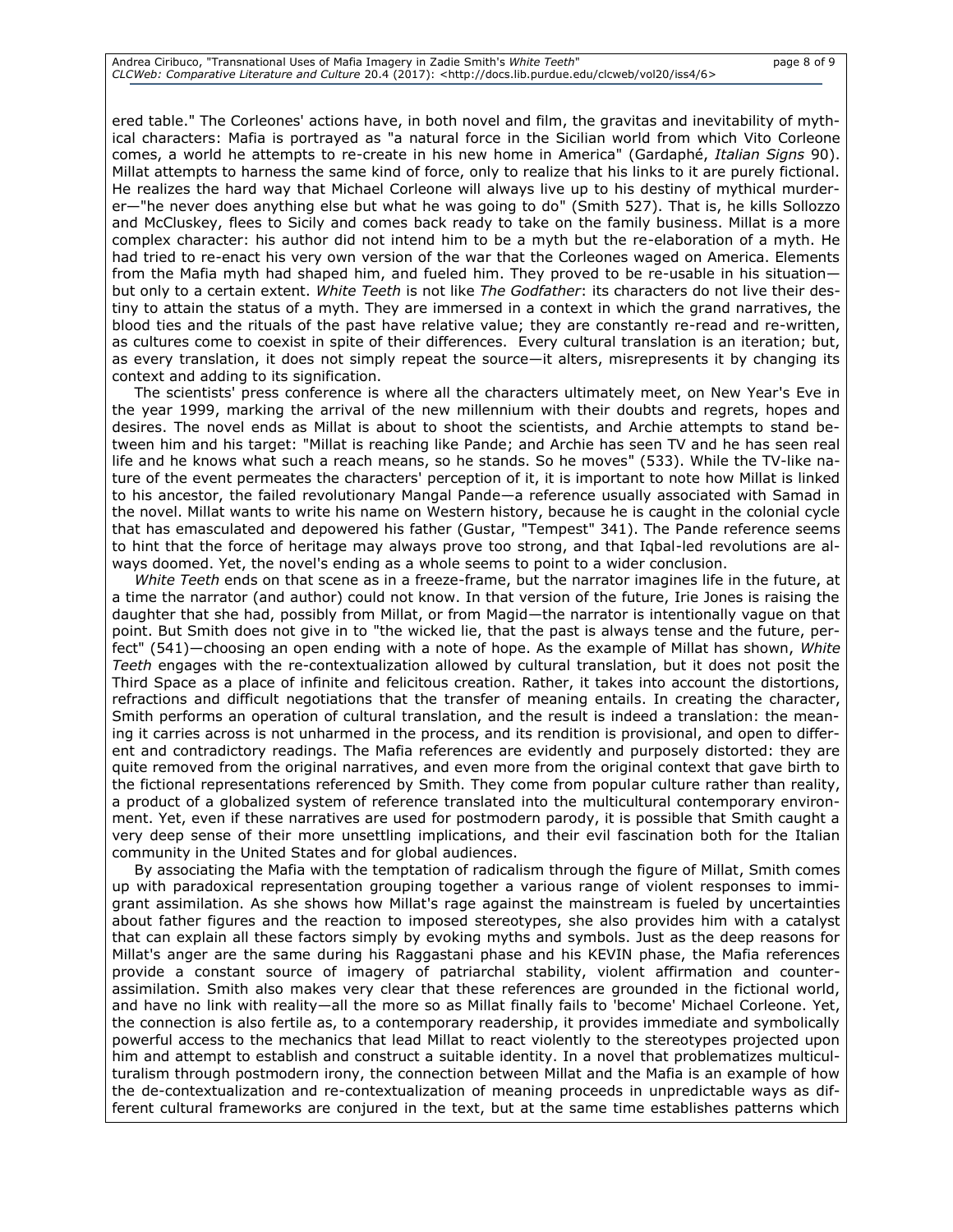ered table." The Corleones' actions have, in both novel and film, the gravitas and inevitability of mythical characters: Mafia is portrayed as "a natural force in the Sicilian world from which Vito Corleone comes, a world he attempts to re-create in his new home in America" (Gardaphé, *Italian Signs* 90). Millat attempts to harness the same kind of force, only to realize that his links to it are purely fictional. He realizes the hard way that Michael Corleone will always live up to his destiny of mythical murderer—"he never does anything else but what he was going to do" (Smith 527). That is, he kills Sollozzo and McCluskey, flees to Sicily and comes back ready to take on the family business. Millat is a more complex character: his author did not intend him to be a myth but the re-elaboration of a myth. He had tried to re-enact his very own version of the war that the Corleones waged on America. Elements from the Mafia myth had shaped him, and fueled him. They proved to be re-usable in his situation—but only to a certain extent. *White Teeth* is not like *The Godfather*: its characters do not live their destiny to attain the status of a myth. They are immersed in a context in which the grand narratives, the blood ties and the rituals of the past have relative value; they are constantly re-read and re-written, as cultures come to coexist in spite of their differences. Every cultural translation is an iteration; but, as every translation, it does not simply repeat the source—it alters, misrepresents it by changing its context and adding to its signification.

The scientists' press conference is where all the characters ultimately meet, on New Year's Eve in the year 1999, marking the arrival of the new millennium with their doubts and regrets, hopes and desires. The novel ends as Millat is about to shoot the scientists, and Archie attempts to stand between him and his target: "Millat is reaching like Pande; and Archie has seen TV and he has seen real life and he knows what such a reach means, so he stands. So he moves" (533). While the TV-like nature of the event permeates the characters' perception of it, it is important to note how Millat is linked to his ancestor, the failed revolutionary Mangal Pande—a reference usually associated with Samad in the novel. Millat wants to write his name on Western history, because he is caught in the colonial cycle that has emasculated and depowered his father (Gustar, "Tempest" 341). The Pande reference seems to hint that the force of heritage may always prove too strong, and that Iqbal-led revolutions are always doomed. Yet, the novel's ending as a whole seems to point to a wider conclusion.

*White Teeth* ends on that scene as in a freeze-frame, but the narrator imagines life in the future, at a time the narrator (and author) could not know. In that version of the future, Irie Jones is raising the daughter that she had, possibly from Millat, or from Magid—the narrator is intentionally vague on that point. But Smith does not give in to "the wicked lie, that the past is always tense and the future, perfect" (541)—choosing an open ending with a note of hope. As the example of Millat has shown, *White Teeth* engages with the re-contextualization allowed by cultural translation, but it does not posit the Third Space as a place of infinite and felicitous creation. Rather, it takes into account the distortions, refractions and difficult negotiations that the transfer of meaning entails. In creating the character, Smith performs an operation of cultural translation, and the result is indeed a translation: the meaning it carries across is not unharmed in the process, and its rendition is provisional, and open to different and contradictory readings. The Mafia references are evidently and purposely distorted: they are quite removed from the original narratives, and even more from the original context that gave birth to the fictional representations referenced by Smith. They come from popular culture rather than reality, a product of a globalized system of reference translated into the multicultural contemporary environment. Yet, even if these narratives are used for postmodern parody, it is possible that Smith caught a very deep sense of their more unsettling implications, and their evil fascination both for the Italian community in the United States and for global audiences.

By associating the Mafia with the temptation of radicalism through the figure of Millat, Smith comes up with paradoxical representation grouping together a various range of violent responses to immigrant assimilation. As she shows how Millat's rage against the mainstream is fueled by uncertainties about father figures and the reaction to imposed stereotypes, she also provides him with a catalyst that can explain all these factors simply by evoking myths and symbols. Just as the deep reasons for Millat's anger are the same during his Raggastani phase and his KEVIN phase, the Mafia references provide a constant source of imagery of patriarchal stability, violent affirmation and counter-assimilation. Smith also makes very clear that these references are grounded in the fictional world, and have no link with reality—all the more so as Millat finally fails to 'become' Michael Corleone. Yet, the connection is also fertile as, to a contemporary readership, it provides immediate and symbolically powerful access to the mechanics that lead Millat to react violently to the stereotypes projected upon him and attempt to establish and construct a suitable identity. In a novel that problematizes multiculturalism through postmodern irony, the connection between Millat and the Mafia is an example of how the de-contextualization and re-contextualization of meaning proceeds in unpredictable ways as different cultural frameworks are conjured in the text, but at the same time establishes patterns which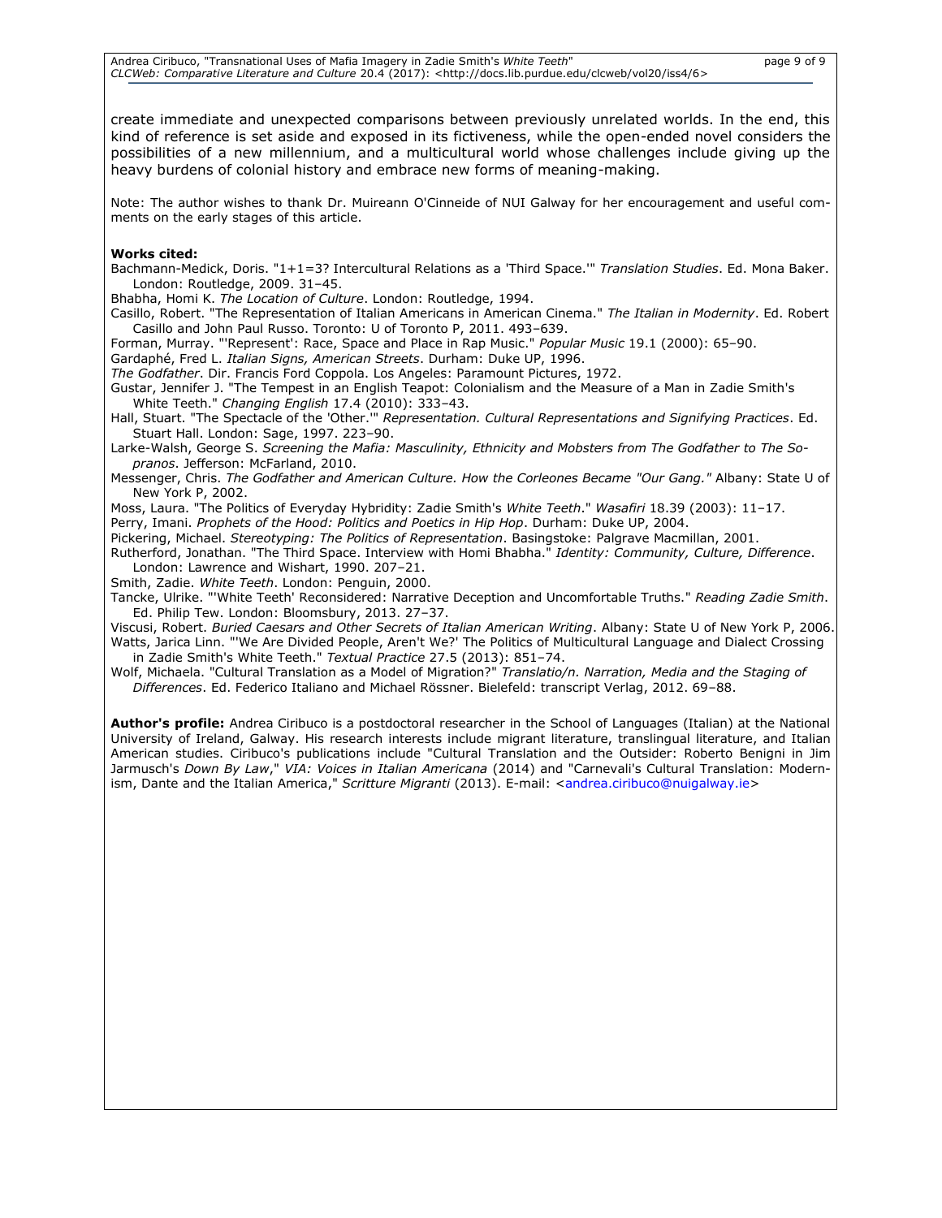create immediate and unexpected comparisons between previously unrelated worlds. In the end, this kind of reference is set aside and exposed in its fictiveness, while the open-ended novel considers the possibilities of a new millennium, and a multicultural world whose challenges include giving up the heavy burdens of colonial history and embrace new forms of meaning-making.

Note: The author wishes to thank Dr. Muireann O'Cinneide of NUI Galway for her encouragement and useful comments on the early stages of this article.

**Works cited:**

Bachmann-Medick, Doris. "1+1=3? Intercultural Relations as a 'Third Space.'" *Translation Studies*. Ed. Mona Baker. London: Routledge, 2009. 31–45.

Bhabha, Homi K. *The Location of Culture*. London: Routledge, 1994.

Casillo, Robert. "The Representation of Italian Americans in American Cinema." *The Italian in Modernity*. Ed. Robert Casillo and John Paul Russo. Toronto: U of Toronto P, 2011. 493–639.

Forman, Murray. "'Represent': Race, Space and Place in Rap Music." *Popular Music* 19.1 (2000): 65–90.

Gardaphé, Fred L. *Italian Signs, American Streets*. Durham: Duke UP, 1996.

*The Godfather*. Dir. Francis Ford Coppola. Los Angeles: Paramount Pictures, 1972.

Gustar, Jennifer J. "The Tempest in an English Teapot: Colonialism and the Measure of a Man in Zadie Smith's White Teeth." *Changing English* 17.4 (2010): 333–43.

Hall, Stuart. "The Spectacle of the 'Other.'" *Representation. Cultural Representations and Signifying Practices*. Ed. Stuart Hall. London: Sage, 1997. 223–90.

Larke-Walsh, George S. *Screening the Mafia: Masculinity, Ethnicity and Mobsters from The Godfather to The Sopranos*. Jefferson: McFarland, 2010.

Messenger, Chris. *The Godfather and American Culture. How the Corleones Became "Our Gang."* Albany: State U of New York P, 2002.

Moss, Laura. "The Politics of Everyday Hybridity: Zadie Smith's *White Teeth*." *Wasafiri* 18.39 (2003): 11–17.

Perry, Imani. *Prophets of the Hood: Politics and Poetics in Hip Hop*. Durham: Duke UP, 2004.

Pickering, Michael. *Stereotyping: The Politics of Representation*. Basingstoke: Palgrave Macmillan, 2001.

Rutherford, Jonathan. "The Third Space. Interview with Homi Bhabha." *Identity: Community, Culture, Difference*. London: Lawrence and Wishart, 1990. 207–21.

Smith, Zadie. *White Teeth*. London: Penguin, 2000.

Tancke, Ulrike. "'White Teeth' Reconsidered: Narrative Deception and Uncomfortable Truths." *Reading Zadie Smith*. Ed. Philip Tew. London: Bloomsbury, 2013. 27–37.

Viscusi, Robert. *Buried Caesars and Other Secrets of Italian American Writing*. Albany: State U of New York P, 2006.

Watts, Jarica Linn. "'We Are Divided People, Aren't We?' The Politics of Multicultural Language and Dialect Crossing in Zadie Smith's White Teeth." *Textual Practice* 27.5 (2013): 851–74.

Wolf, Michaela. "Cultural Translation as a Model of Migration?" *Translatio/n. Narration, Media and the Staging of Differences*. Ed. Federico Italiano and Michael Rössner. Bielefeld: transcript Verlag, 2012. 69–88.

**Author's profile:** Andrea Ciribuco is a postdoctoral researcher in the School of Languages (Italian) at the National University of Ireland, Galway. His research interests include migrant literature, translingual literature, and Italian American studies. Ciribuco's publications include "Cultural Translation and the Outsider: Roberto Benigni in Jim Jarmusch's *Down By Law*," *VIA: Voices in Italian Americana* (2014) and "Carnevali's Cultural Translation: Modernism, Dante and the Italian America," *Scritture Migranti* (2013). E-mail: <andrea.ciribuco@nuigalway.ie>